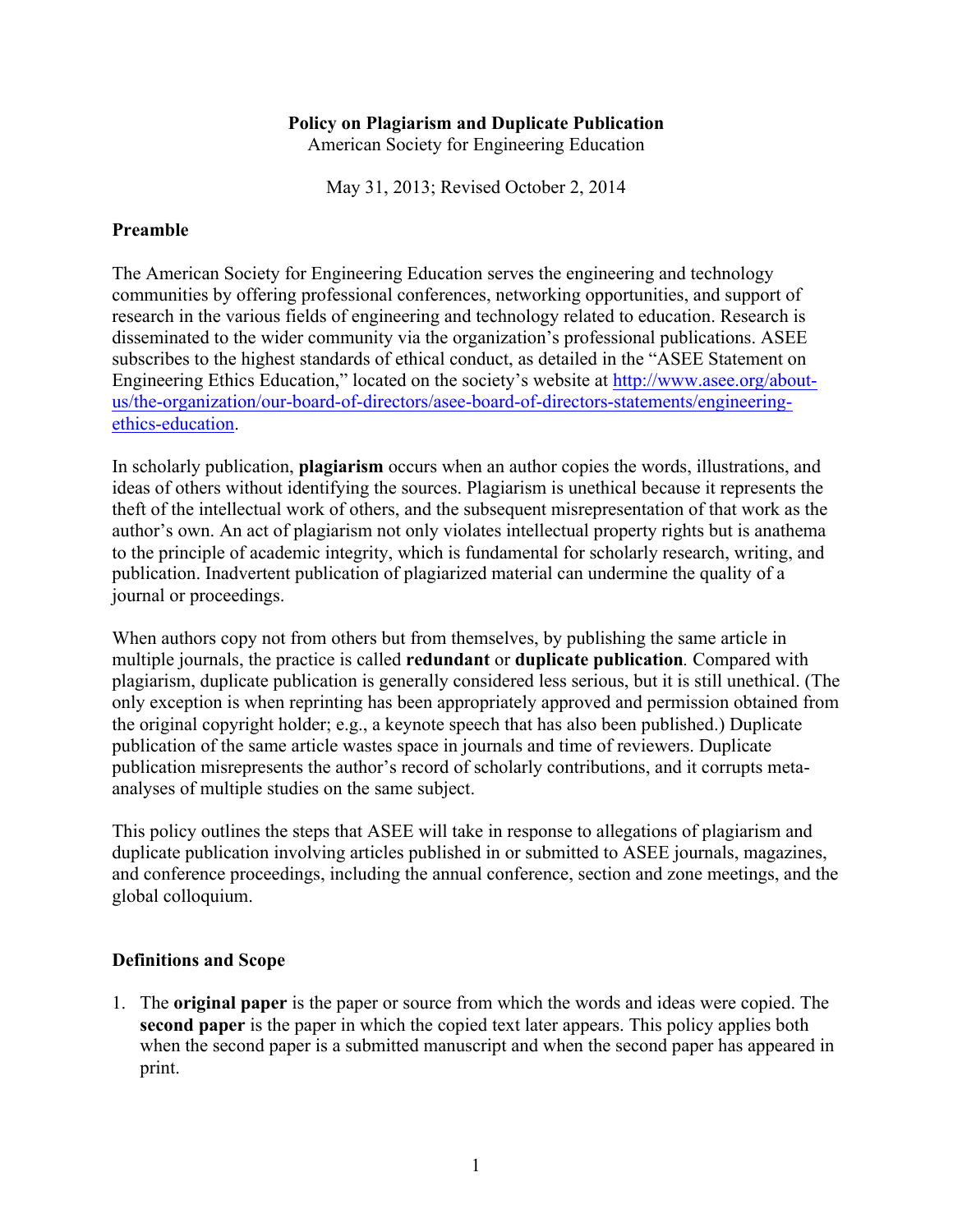# Policy on Plagiarism and Duplicate Publication

American Society for Engineering Education

May 31, 2013; Revised October 2, 2014

## Preamble

The American Society for Engineering Education serves the engineering and technology communities by offering professional conferences, networking opportunities, and support of research in the various fields of engineering and technology related to education. Research is disseminated to the wider community via the organization's professional publications. ASEE subscribes to the highest standards of ethical conduct, as detailed in the "ASEE Statement on Engineering Ethics Education," located on the society's website at [http://www.asee.org/about-us/the-organization/our-board-of-directors/asee-board-of-directors-statements/engineering-ethics-education](http://www.asee.org/about-us/the-organization/our-board-of-directors/asee-board-of-directors-statements/engineering-ethics-education).

In scholarly publication, **plagiarism** occurs when an author copies the words, illustrations, and ideas of others without identifying the sources. Plagiarism is unethical because it represents the theft of the intellectual work of others, and the subsequent misrepresentation of that work as the author's own. An act of plagiarism not only violates intellectual property rights but is anathema to the principle of academic integrity, which is fundamental for scholarly research, writing, and publication. Inadvertent publication of plagiarized material can undermine the quality of a journal or proceedings.

When authors copy not from others but from themselves, by publishing the same article in multiple journals, the practice is called **redundant** or **duplicate publication**. Compared with plagiarism, duplicate publication is generally considered less serious, but it is still unethical. (The only exception is when reprinting has been appropriately approved and permission obtained from the original copyright holder; e.g., a keynote speech that has also been published.) Duplicate publication of the same article wastes space in journals and time of reviewers. Duplicate publication misrepresents the author's record of scholarly contributions, and it corrupts meta-analyses of multiple studies on the same subject.

This policy outlines the steps that ASEE will take in response to allegations of plagiarism and duplicate publication involving articles published in or submitted to ASEE journals, magazines, and conference proceedings, including the annual conference, section and zone meetings, and the global colloquium.

## Definitions and Scope

1. The **original paper** is the paper or source from which the words and ideas were copied. The **second paper** is the paper in which the copied text later appears. This policy applies both when the second paper is a submitted manuscript and when the second paper has appeared in print.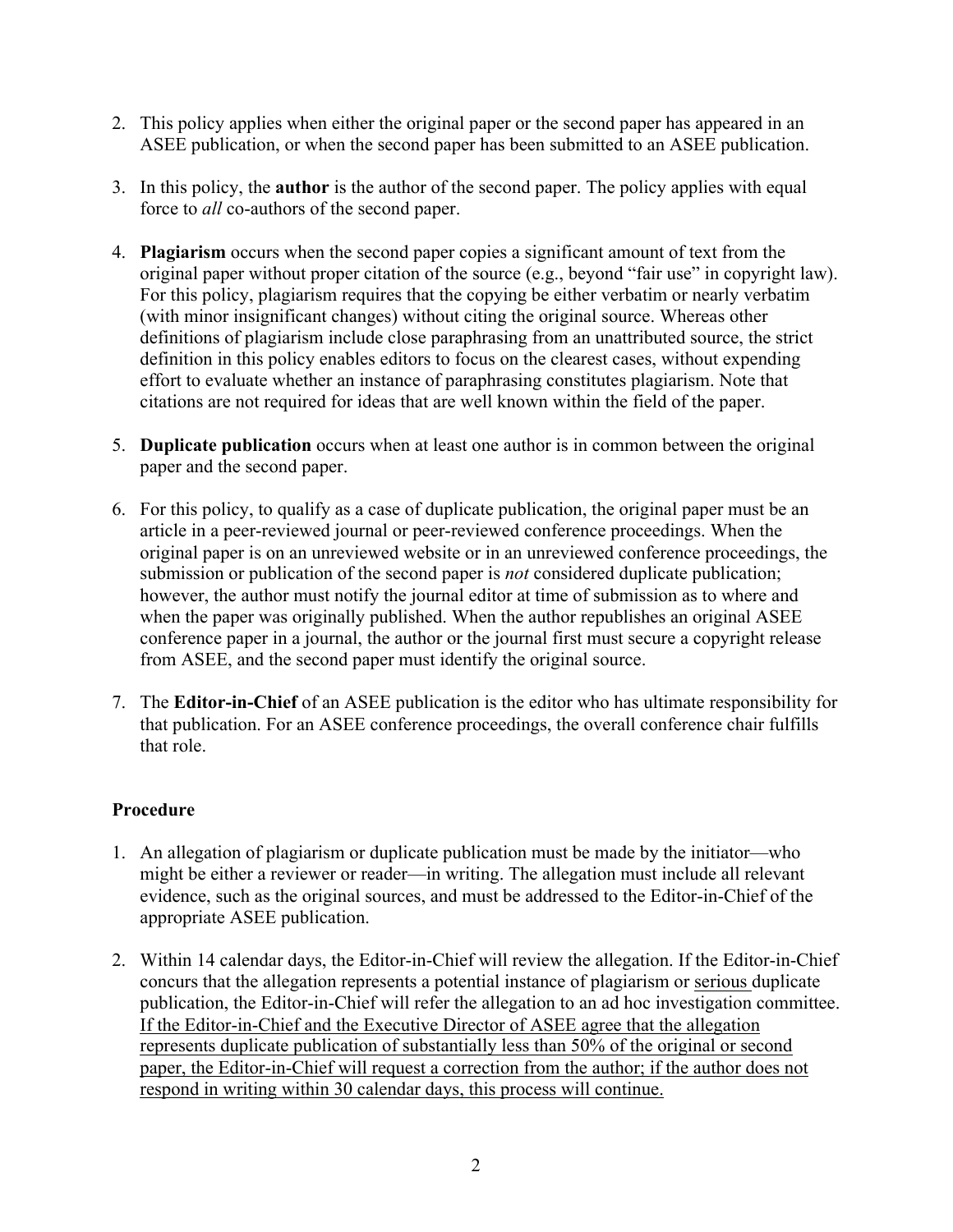2. This policy applies when either the original paper or the second paper has appeared in an ASEE publication, or when the second paper has been submitted to an ASEE publication.

3. In this policy, the **author** is the author of the second paper. The policy applies with equal force to *all* co-authors of the second paper.

4. **Plagiarism** occurs when the second paper copies a significant amount of text from the original paper without proper citation of the source (e.g., beyond "fair use" in copyright law). For this policy, plagiarism requires that the copying be either verbatim or nearly verbatim (with minor insignificant changes) without citing the original source. Whereas other definitions of plagiarism include close paraphrasing from an unattributed source, the strict definition in this policy enables editors to focus on the clearest cases, without expending effort to evaluate whether an instance of paraphrasing constitutes plagiarism. Note that citations are not required for ideas that are well known within the field of the paper.

5. **Duplicate publication** occurs when at least one author is in common between the original paper and the second paper.

6. For this policy, to qualify as a case of duplicate publication, the original paper must be an article in a peer-reviewed journal or peer-reviewed conference proceedings. When the original paper is on an unreviewed website or in an unreviewed conference proceedings, the submission or publication of the second paper is *not* considered duplicate publication; however, the author must notify the journal editor at time of submission as to where and when the paper was originally published. When the author republishes an original ASEE conference paper in a journal, the author or the journal first must secure a copyright release from ASEE, and the second paper must identify the original source.

7. The **Editor-in-Chief** of an ASEE publication is the editor who has ultimate responsibility for that publication. For an ASEE conference proceedings, the overall conference chair fulfills that role.

### Procedure

1. An allegation of plagiarism or duplicate publication must be made by the initiator—who might be either a reviewer or reader—in writing. The allegation must include all relevant evidence, such as the original sources, and must be addressed to the Editor-in-Chief of the appropriate ASEE publication.

2. Within 14 calendar days, the Editor-in-Chief will review the allegation. If the Editor-in-Chief concurs that the allegation represents a potential instance of plagiarism or <u>serious</u> duplicate publication, the Editor-in-Chief will refer the allegation to an ad hoc investigation committee. <u>If the Editor-in-Chief and the Executive Director of ASEE agree that the allegation represents duplicate publication of substantially less than 50% of the original or second paper, the Editor-in-Chief will request a correction from the author; if the author does not respond in writing within 30 calendar days, this process will continue.</u>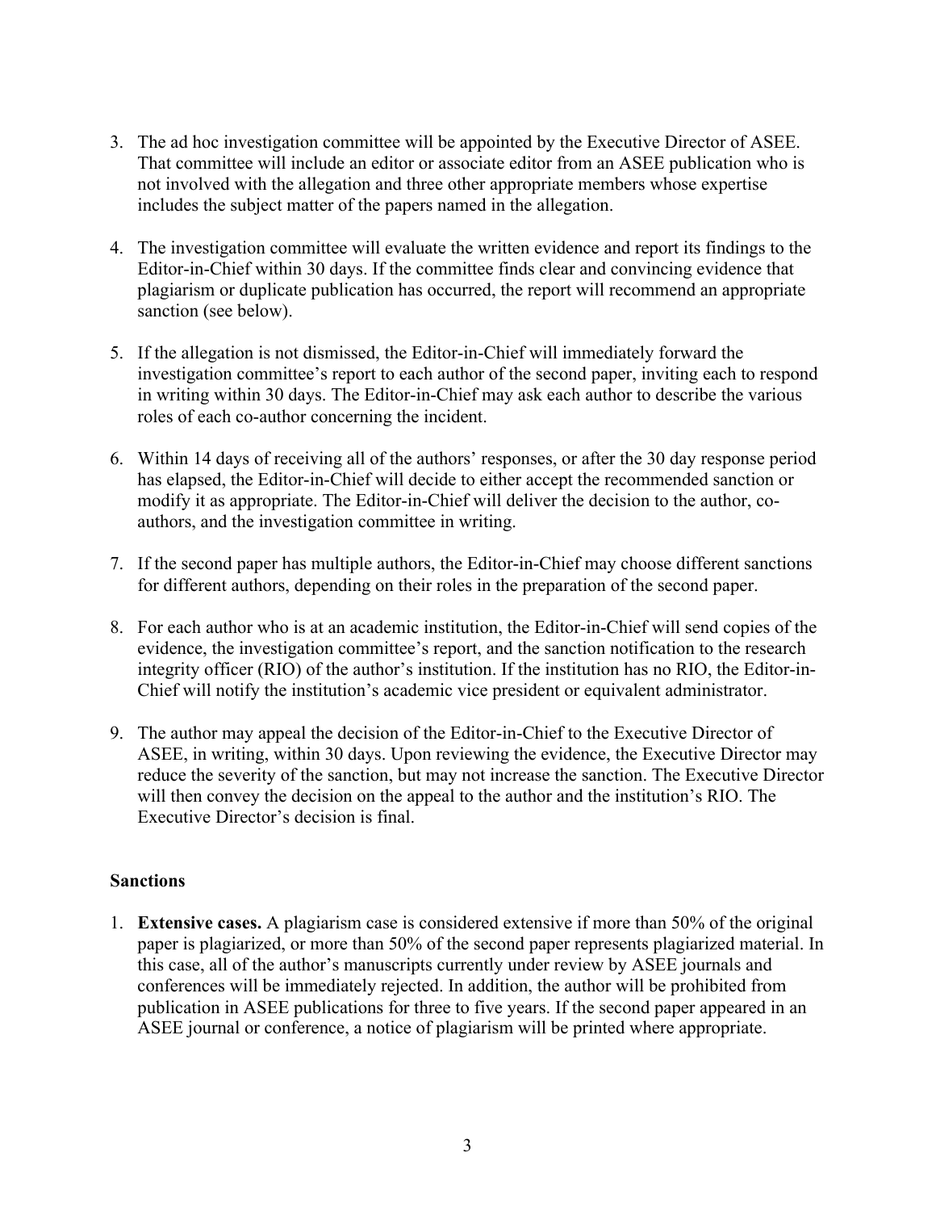3. The ad hoc investigation committee will be appointed by the Executive Director of ASEE. That committee will include an editor or associate editor from an ASEE publication who is not involved with the allegation and three other appropriate members whose expertise includes the subject matter of the papers named in the allegation.

4. The investigation committee will evaluate the written evidence and report its findings to the Editor-in-Chief within 30 days. If the committee finds clear and convincing evidence that plagiarism or duplicate publication has occurred, the report will recommend an appropriate sanction (see below).

5. If the allegation is not dismissed, the Editor-in-Chief will immediately forward the investigation committee's report to each author of the second paper, inviting each to respond in writing within 30 days. The Editor-in-Chief may ask each author to describe the various roles of each co-author concerning the incident.

6. Within 14 days of receiving all of the authors' responses, or after the 30 day response period has elapsed, the Editor-in-Chief will decide to either accept the recommended sanction or modify it as appropriate. The Editor-in-Chief will deliver the decision to the author, co-authors, and the investigation committee in writing.

7. If the second paper has multiple authors, the Editor-in-Chief may choose different sanctions for different authors, depending on their roles in the preparation of the second paper.

8. For each author who is at an academic institution, the Editor-in-Chief will send copies of the evidence, the investigation committee's report, and the sanction notification to the research integrity officer (RIO) of the author's institution. If the institution has no RIO, the Editor-in-Chief will notify the institution's academic vice president or equivalent administrator.

9. The author may appeal the decision of the Editor-in-Chief to the Executive Director of ASEE, in writing, within 30 days. Upon reviewing the evidence, the Executive Director may reduce the severity of the sanction, but may not increase the sanction. The Executive Director will then convey the decision on the appeal to the author and the institution's RIO. The Executive Director's decision is final.

**Sanctions**

1. **Extensive cases.** A plagiarism case is considered extensive if more than 50% of the original paper is plagiarized, or more than 50% of the second paper represents plagiarized material. In this case, all of the author's manuscripts currently under review by ASEE journals and conferences will be immediately rejected. In addition, the author will be prohibited from publication in ASEE publications for three to five years. If the second paper appeared in an ASEE journal or conference, a notice of plagiarism will be printed where appropriate.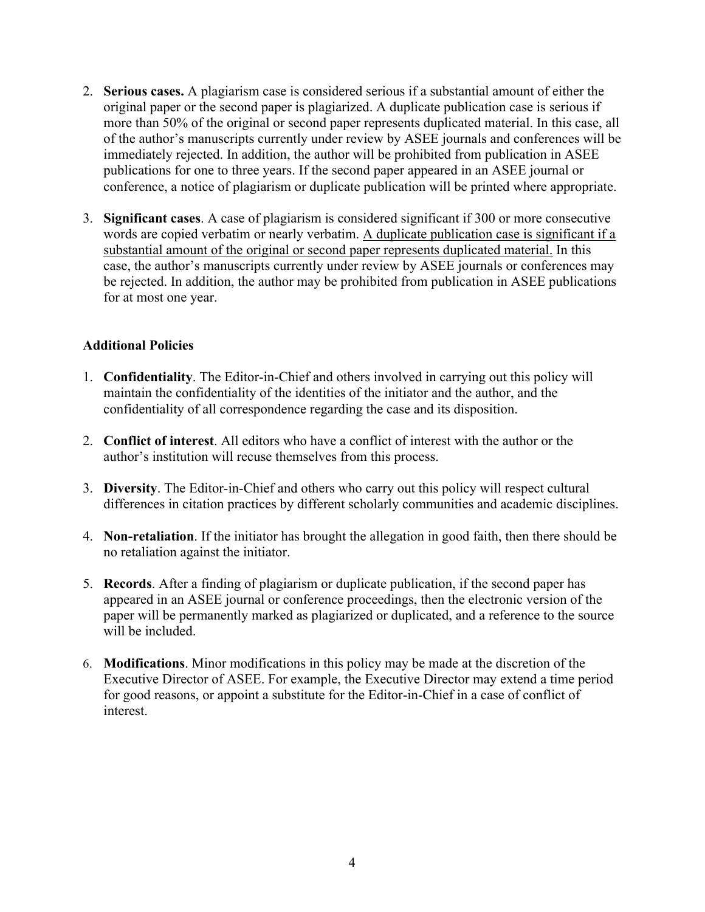2. **Serious cases.** A plagiarism case is considered serious if a substantial amount of either the original paper or the second paper is plagiarized. A duplicate publication case is serious if more than 50% of the original or second paper represents duplicated material. In this case, all of the author's manuscripts currently under review by ASEE journals and conferences will be immediately rejected. In addition, the author will be prohibited from publication in ASEE publications for one to three years. If the second paper appeared in an ASEE journal or conference, a notice of plagiarism or duplicate publication will be printed where appropriate.

3. **Significant cases**. A case of plagiarism is considered significant if 300 or more consecutive words are copied verbatim or nearly verbatim. <u>A duplicate publication case is significant if a substantial amount of the original or second paper represents duplicated material.</u> In this case, the author's manuscripts currently under review by ASEE journals or conferences may be rejected. In addition, the author may be prohibited from publication in ASEE publications for at most one year.

**Additional Policies**

1. **Confidentiality**. The Editor-in-Chief and others involved in carrying out this policy will maintain the confidentiality of the identities of the initiator and the author, and the confidentiality of all correspondence regarding the case and its disposition.

2. **Conflict of interest**. All editors who have a conflict of interest with the author or the author's institution will recuse themselves from this process.

3. **Diversity**. The Editor-in-Chief and others who carry out this policy will respect cultural differences in citation practices by different scholarly communities and academic disciplines.

4. **Non-retaliation**. If the initiator has brought the allegation in good faith, then there should be no retaliation against the initiator.

5. **Records**. After a finding of plagiarism or duplicate publication, if the second paper has appeared in an ASEE journal or conference proceedings, then the electronic version of the paper will be permanently marked as plagiarized or duplicated, and a reference to the source will be included.

6. **Modifications**. Minor modifications in this policy may be made at the discretion of the Executive Director of ASEE. For example, the Executive Director may extend a time period for good reasons, or appoint a substitute for the Editor-in-Chief in a case of conflict of interest.